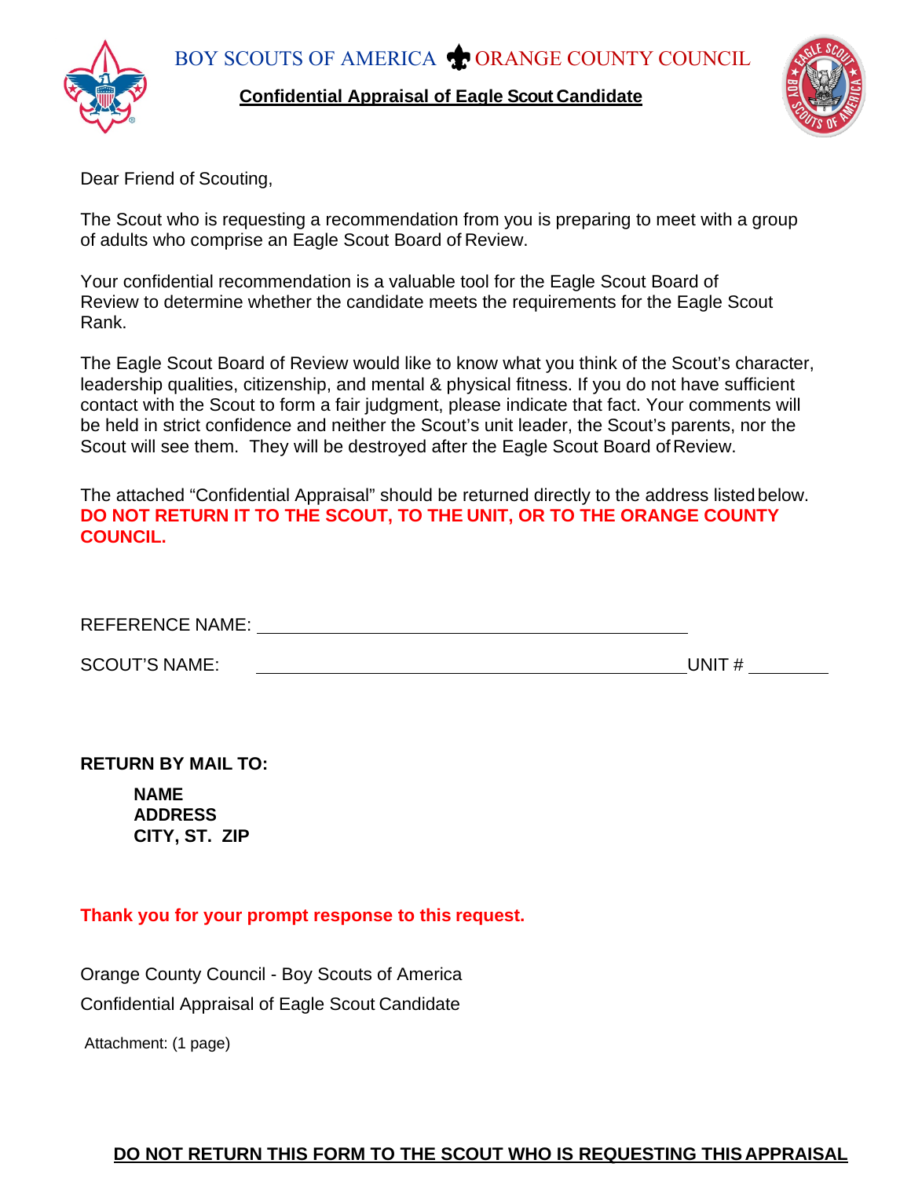BOY SCOUTS OF AMERICA ORANGE COUNTY COUNCIL

# Confidential Appraisal of Eagle Scout Candidate

Dear Friend of Scouting,

The Scout who is requesting a recommendation from you is preparing to meet with a group of adults who comprise an Eagle Scout Board of Review.

Your confidential recommendation is a valuable tool for the Eagle Scout Board of Review to determine whether the candidate meets the requirements for the Eagle Scout Rank.

The Eagle Scout Board of Review would like to know what you think of the Scout's character, leadership qualities, citizenship, and mental & physical fitness. If you do not have sufficient contact with the Scout to form a fair judgment, please indicate that fact. Your comments will be held in strict confidence and neither the Scout's unit leader, the Scout's parents, nor the Scout will see them. They will be destroyed after the Eagle Scout Board of Review.

The attached "Confidential Appraisal" should be returned directly to the address listed below. **DO NOT RETURN IT TO THE SCOUT, TO THE UNIT, OR TO THE ORANGE COUNTY COUNCIL.**

REFERENCE NAME: ____________________________________________

SCOUT'S NAME: ____________________________________________ UNIT # ________

**RETURN BY MAIL TO:**

**NAME**
**ADDRESS**
**CITY, ST. ZIP**

**Thank you for your prompt response to this request.**

Orange County Council - Boy Scouts of America
Confidential Appraisal of Eagle Scout Candidate

Attachment: (1 page)

**DO NOT RETURN THIS FORM TO THE SCOUT WHO IS REQUESTING THIS APPRAISAL**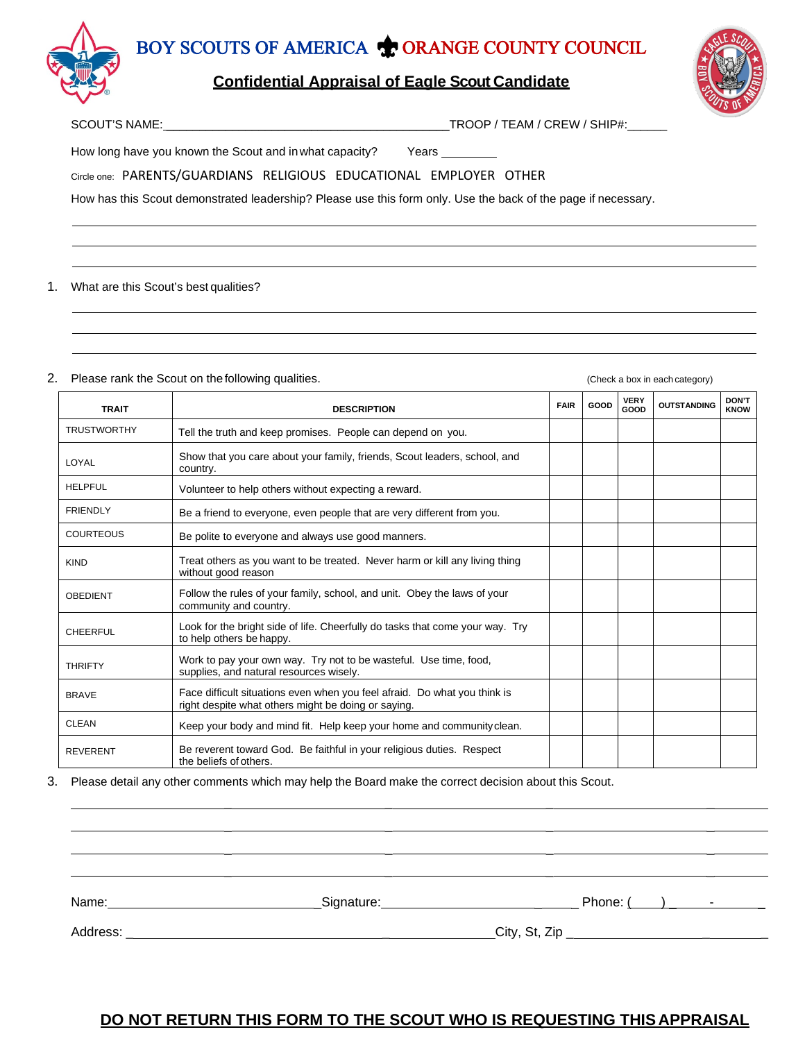# BOY SCOUTS OF AMERICA ORANGE COUNTY COUNCIL

## Confidential Appraisal of Eagle Scout Candidate

SCOUT'S NAME:\_\_\_\_\_\_\_\_\_\_\_\_\_\_\_\_\_\_\_\_\_\_\_\_\_\_\_\_\_\_\_\_\_\_\_\_\_\_\_\_\_\_TROOP / TEAM / CREW / SHIP#:\_\_\_\_\_\_

How long have you known the Scout and in what capacity? Years \_\_\_\_\_\_\_\_\_

Circle one: PARENTS/GUARDIANS RELIGIOUS EDUCATIONAL EMPLOYER OTHER

How has this Scout demonstrated leadership? Please use this form only. Use the back of the page if necessary.

\_\_\_\_\_\_\_\_\_\_\_\_\_\_\_\_\_\_\_\_\_\_\_\_\_\_\_\_\_\_\_\_\_\_\_\_\_\_\_\_\_\_\_\_\_\_\_\_\_\_\_\_\_\_\_\_\_\_\_\_\_\_\_\_\_\_\_\_\_\_\_\_\_\_\_\_\_\_

\_\_\_\_\_\_\_\_\_\_\_\_\_\_\_\_\_\_\_\_\_\_\_\_\_\_\_\_\_\_\_\_\_\_\_\_\_\_\_\_\_\_\_\_\_\_\_\_\_\_\_\_\_\_\_\_\_\_\_\_\_\_\_\_\_\_\_\_\_\_\_\_\_\_\_\_\_\_

\_\_\_\_\_\_\_\_\_\_\_\_\_\_\_\_\_\_\_\_\_\_\_\_\_\_\_\_\_\_\_\_\_\_\_\_\_\_\_\_\_\_\_\_\_\_\_\_\_\_\_\_\_\_\_\_\_\_\_\_\_\_\_\_\_\_\_\_\_\_\_\_\_\_\_\_\_\_

1. What are this Scout's best qualities?

\_\_\_\_\_\_\_\_\_\_\_\_\_\_\_\_\_\_\_\_\_\_\_\_\_\_\_\_\_\_\_\_\_\_\_\_\_\_\_\_\_\_\_\_\_\_\_\_\_\_\_\_\_\_\_\_\_\_\_\_\_\_\_\_\_\_\_\_\_\_\_\_\_\_\_\_\_\_

\_\_\_\_\_\_\_\_\_\_\_\_\_\_\_\_\_\_\_\_\_\_\_\_\_\_\_\_\_\_\_\_\_\_\_\_\_\_\_\_\_\_\_\_\_\_\_\_\_\_\_\_\_\_\_\_\_\_\_\_\_\_\_\_\_\_\_\_\_\_\_\_\_\_\_\_\_\_

\_\_\_\_\_\_\_\_\_\_\_\_\_\_\_\_\_\_\_\_\_\_\_\_\_\_\_\_\_\_\_\_\_\_\_\_\_\_\_\_\_\_\_\_\_\_\_\_\_\_\_\_\_\_\_\_\_\_\_\_\_\_\_\_\_\_\_\_\_\_\_\_\_\_\_\_\_\_

2. Please rank the Scout on the following qualities. (Check a box in each category)

| TRAIT | DESCRIPTION | FAIR | GOOD | VERY GOOD | OUTSTANDING | DON'T KNOW |
|---|---|---|---|---|---|---|
| TRUSTWORTHY | Tell the truth and keep promises. People can depend on you. | | | | | |
| LOYAL | Show that you care about your family, friends, Scout leaders, school, and country. | | | | | |
| HELPFUL | Volunteer to help others without expecting a reward. | | | | | |
| FRIENDLY | Be a friend to everyone, even people that are very different from you. | | | | | |
| COURTEOUS | Be polite to everyone and always use good manners. | | | | | |
| KIND | Treat others as you want to be treated. Never harm or kill any living thing without good reason | | | | | |
| OBEDIENT | Follow the rules of your family, school, and unit. Obey the laws of your community and country. | | | | | |
| CHEERFUL | Look for the bright side of life. Cheerfully do tasks that come your way. Try to help others be happy. | | | | | |
| THRIFTY | Work to pay your own way. Try not to be wasteful. Use time, food, supplies, and natural resources wisely. | | | | | |
| BRAVE | Face difficult situations even when you feel afraid. Do what you think is right despite what others might be doing or saying. | | | | | |
| CLEAN | Keep your body and mind fit. Help keep your home and community clean. | | | | | |
| REVERENT | Be reverent toward God. Be faithful in your religious duties. Respect the beliefs of others. | | | | | |

3. Please detail any other comments which may help the Board make the correct decision about this Scout.

\_\_\_\_\_\_\_\_\_\_\_\_\_\_\_\_\_\_\_\_\_\_\_\_\_\_\_\_\_\_\_\_\_\_\_\_\_\_\_\_\_\_\_\_\_\_\_\_\_\_\_\_\_\_\_\_\_\_\_\_\_\_\_\_\_\_\_\_\_\_\_\_\_\_\_\_\_\_

\_\_\_\_\_\_\_\_\_\_\_\_\_\_\_\_\_\_\_\_\_\_\_\_\_\_\_\_\_\_\_\_\_\_\_\_\_\_\_\_\_\_\_\_\_\_\_\_\_\_\_\_\_\_\_\_\_\_\_\_\_\_\_\_\_\_\_\_\_\_\_\_\_\_\_\_\_\_

\_\_\_\_\_\_\_\_\_\_\_\_\_\_\_\_\_\_\_\_\_\_\_\_\_\_\_\_\_\_\_\_\_\_\_\_\_\_\_\_\_\_\_\_\_\_\_\_\_\_\_\_\_\_\_\_\_\_\_\_\_\_\_\_\_\_\_\_\_\_\_\_\_\_\_\_\_\_

\_\_\_\_\_\_\_\_\_\_\_\_\_\_\_\_\_\_\_\_\_\_\_\_\_\_\_\_\_\_\_\_\_\_\_\_\_\_\_\_\_\_\_\_\_\_\_\_\_\_\_\_\_\_\_\_\_\_\_\_\_\_\_\_\_\_\_\_\_\_\_\_\_\_\_\_\_\_

Name:\_\_\_\_\_\_\_\_\_\_\_\_\_\_\_\_\_\_\_\_\_\_\_\_\_\_\_\_\_\_Signature:\_\_\_\_\_\_\_\_\_\_\_\_\_\_\_\_\_\_\_\_\_\_\_\_\_\_\_\_\_\_ Phone: (\_\_\_\_) \_\_\_\_\_\_-\_\_\_\_\_\_\_\_

Address: \_\_\_\_\_\_\_\_\_\_\_\_\_\_\_\_\_\_\_\_\_\_\_\_\_\_\_\_\_\_\_\_\_\_\_\_\_\_\_\_\_\_\_\_\_\_\_\_\_\_City, St, Zip \_\_\_\_\_\_\_\_\_\_\_\_\_\_\_\_\_\_\_\_\_\_\_\_\_\_\_\_\_\_

**DO NOT RETURN THIS FORM TO THE SCOUT WHO IS REQUESTING THIS APPRAISAL**